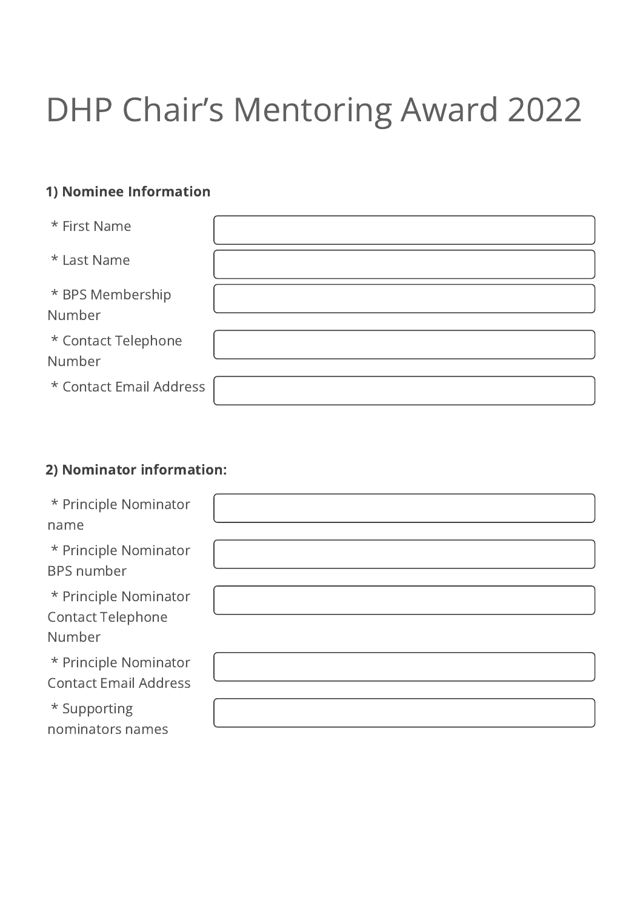# DHP Chair’s Mentoring Award 2022

**1) Nominee Information**

| Field | Value |
|---|---|
| * First Name | |
| * Last Name | |
| * BPS Membership Number | |
| * Contact Telephone Number | |
| * Contact Email Address | |

**2) Nominator information:**

| Field | Value |
|---|---|
| * Principle Nominator name | |
| * Principle Nominator BPS number | |
| * Principle Nominator Contact Telephone Number | |
| * Principle Nominator Contact Email Address | |
| * Supporting nominators names | |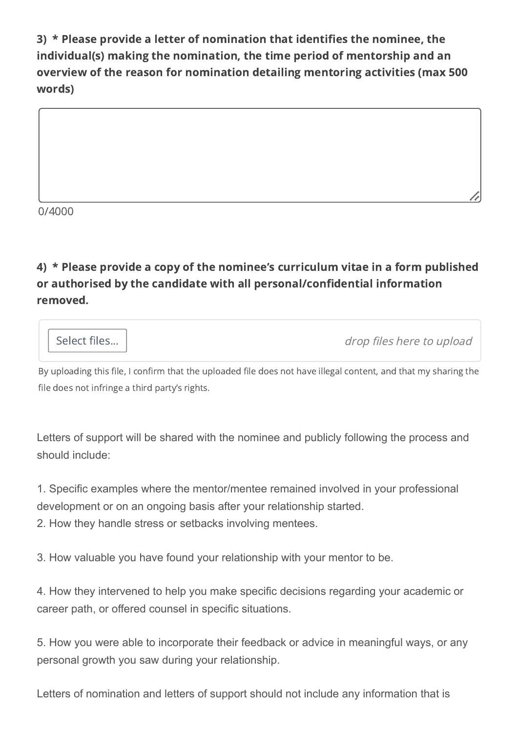**3) * Please provide a letter of nomination that identifies the nominee, the individual(s) making the nomination, the time period of mentorship and an overview of the reason for nomination detailing mentoring activities (max 500 words)**

0/4000

**4) * Please provide a copy of the nominee's curriculum vitae in a form published or authorised by the candidate with all personal/confidential information removed.**

Select files... *drop files here to upload*

By uploading this file, I confirm that the uploaded file does not have illegal content, and that my sharing the file does not infringe a third party's rights.

Letters of support will be shared with the nominee and publicly following the process and should include:

1. Specific examples where the mentor/mentee remained involved in your professional development or on an ongoing basis after your relationship started.
2. How they handle stress or setbacks involving mentees.
3. How valuable you have found your relationship with your mentor to be.
4. How they intervened to help you make specific decisions regarding your academic or career path, or offered counsel in specific situations.
5. How you were able to incorporate their feedback or advice in meaningful ways, or any personal growth you saw during your relationship.

Letters of nomination and letters of support should not include any information that is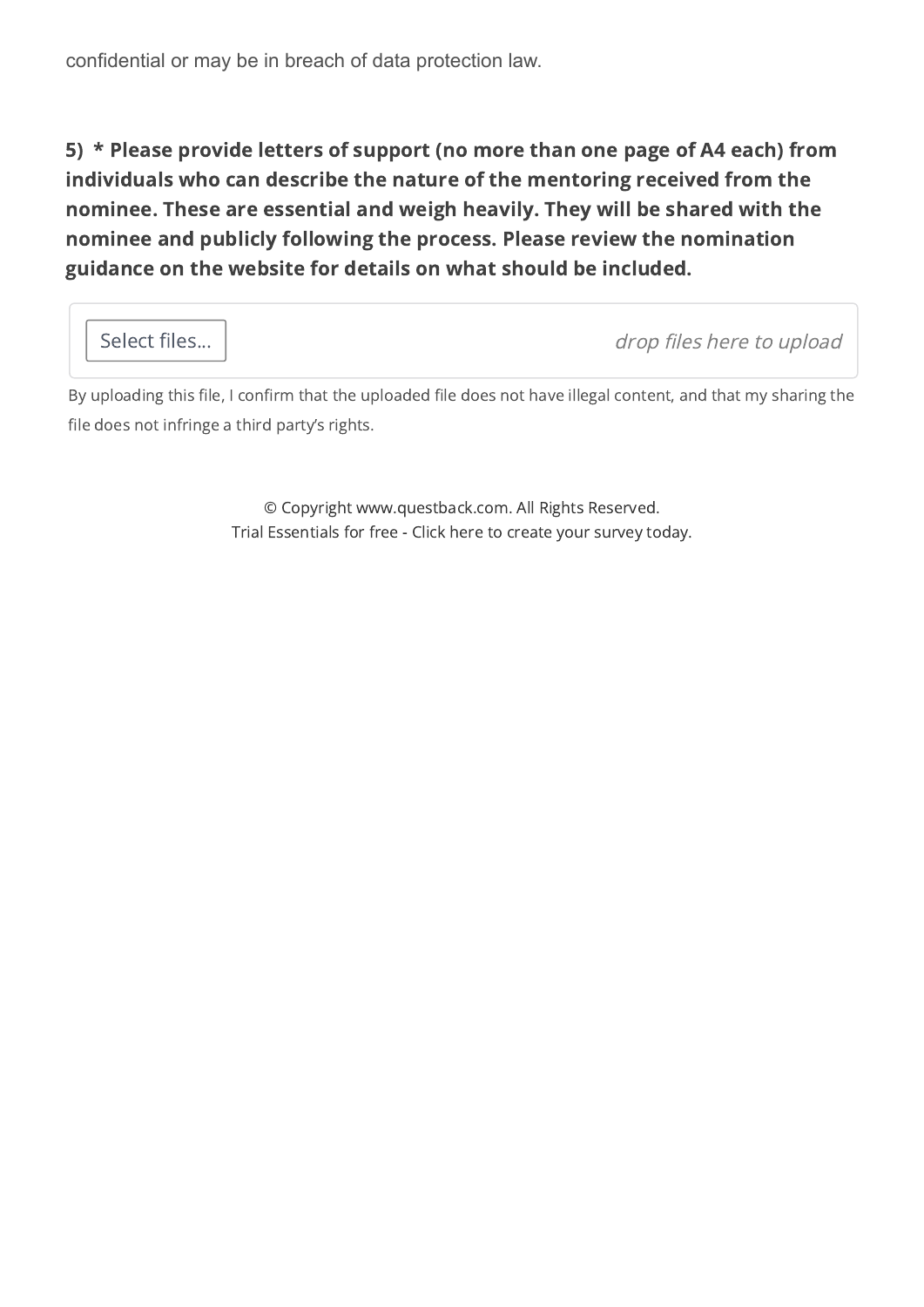confidential or may be in breach of data protection law.

**5) * Please provide letters of support (no more than one page of A4 each) from individuals who can describe the nature of the mentoring received from the nominee. These are essential and weigh heavily. They will be shared with the nominee and publicly following the process. Please review the nomination guidance on the website for details on what should be included.**

Select files...

*drop files here to upload*

By uploading this file, I confirm that the uploaded file does not have illegal content, and that my sharing the file does not infringe a third party's rights.

© Copyright www.questback.com. All Rights Reserved.
Trial Essentials for free - Click here to create your survey today.